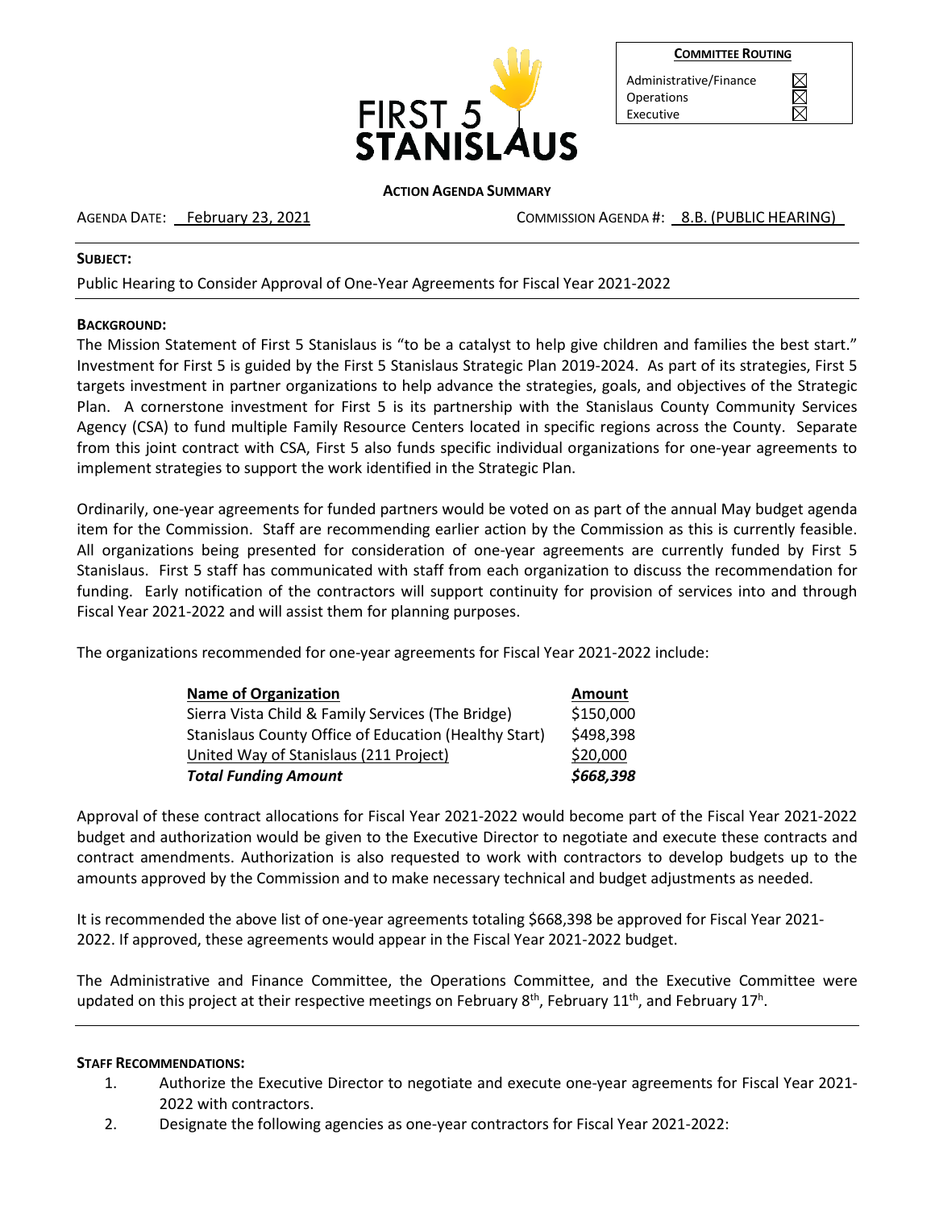FIRST 5 STANISLAUS

| COMMITTEE ROUTING | |
|---|---|
| Administrative/Finance | ☒ |
| Operations | ☒ |
| Executive | ☒ |

**ACTION AGENDA SUMMARY**

AGENDA DATE: February 23, 2021 COMMISSION AGENDA #: 8.B. (PUBLIC HEARING)

**SUBJECT:**

Public Hearing to Consider Approval of One-Year Agreements for Fiscal Year 2021-2022

**BACKGROUND:**

The Mission Statement of First 5 Stanislaus is "to be a catalyst to help give children and families the best start." Investment for First 5 is guided by the First 5 Stanislaus Strategic Plan 2019-2024. As part of its strategies, First 5 targets investment in partner organizations to help advance the strategies, goals, and objectives of the Strategic Plan. A cornerstone investment for First 5 is its partnership with the Stanislaus County Community Services Agency (CSA) to fund multiple Family Resource Centers located in specific regions across the County. Separate from this joint contract with CSA, First 5 also funds specific individual organizations for one-year agreements to implement strategies to support the work identified in the Strategic Plan.

Ordinarily, one-year agreements for funded partners would be voted on as part of the annual May budget agenda item for the Commission. Staff are recommending earlier action by the Commission as this is currently feasible. All organizations being presented for consideration of one-year agreements are currently funded by First 5 Stanislaus. First 5 staff has communicated with staff from each organization to discuss the recommendation for funding. Early notification of the contractors will support continuity for provision of services into and through Fiscal Year 2021-2022 and will assist them for planning purposes.

The organizations recommended for one-year agreements for Fiscal Year 2021-2022 include:

| Name of Organization | Amount |
|---|---|
| Sierra Vista Child & Family Services (The Bridge) | $150,000 |
| Stanislaus County Office of Education (Healthy Start) | $498,398 |
| United Way of Stanislaus (211 Project) | $20,000 |
| ***Total Funding Amount*** | ***$668,398*** |

Approval of these contract allocations for Fiscal Year 2021-2022 would become part of the Fiscal Year 2021-2022 budget and authorization would be given to the Executive Director to negotiate and execute these contracts and contract amendments. Authorization is also requested to work with contractors to develop budgets up to the amounts approved by the Commission and to make necessary technical and budget adjustments as needed.

It is recommended the above list of one-year agreements totaling $668,398 be approved for Fiscal Year 2021-2022. If approved, these agreements would appear in the Fiscal Year 2021-2022 budget.

The Administrative and Finance Committee, the Operations Committee, and the Executive Committee were updated on this project at their respective meetings on February 8th, February 11th, and February 17h.

**STAFF RECOMMENDATIONS:**

1. Authorize the Executive Director to negotiate and execute one-year agreements for Fiscal Year 2021-2022 with contractors.
2. Designate the following agencies as one-year contractors for Fiscal Year 2021-2022: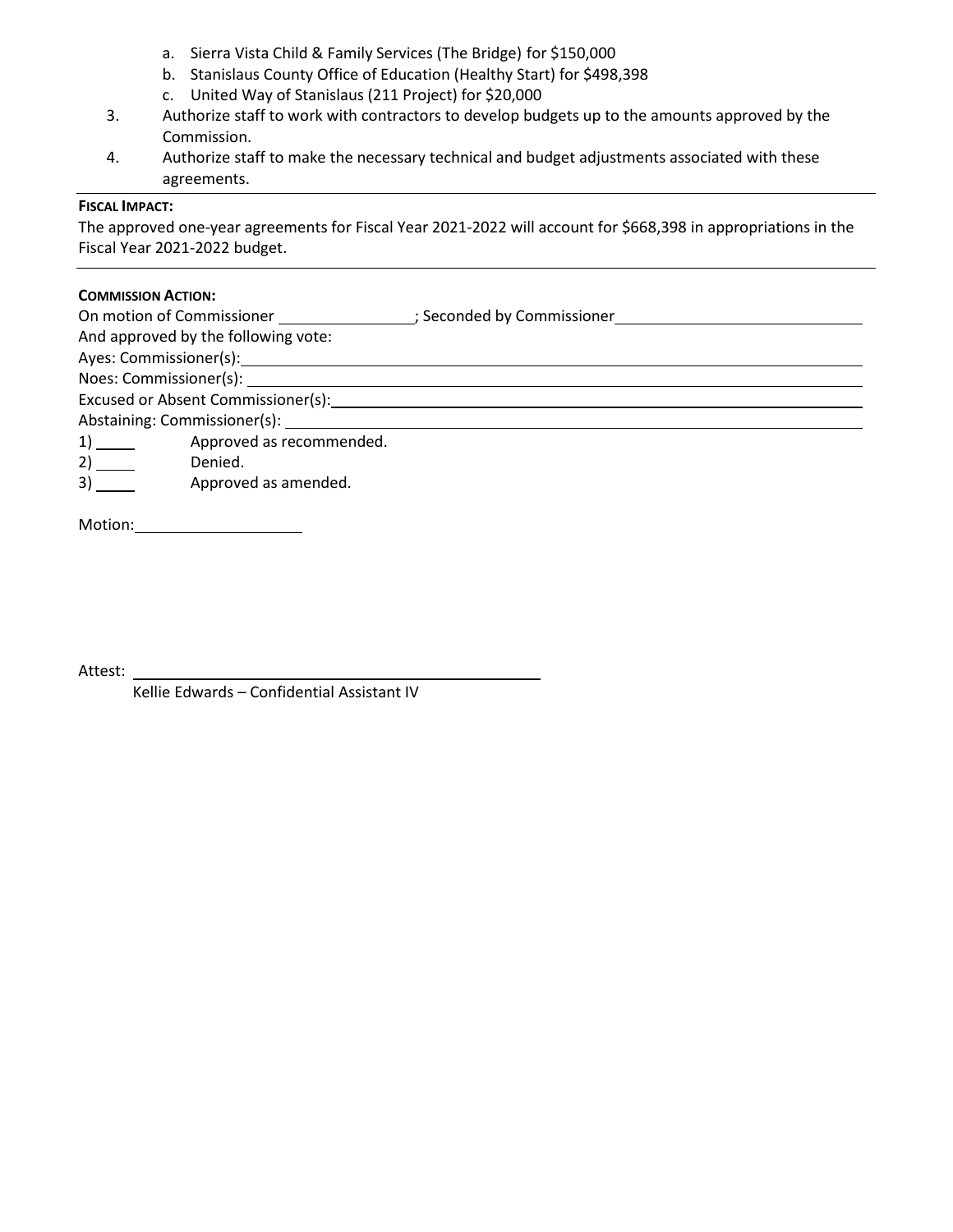a. Sierra Vista Child & Family Services (The Bridge) for $150,000
   b. Stanislaus County Office of Education (Healthy Start) for $498,398
   c. United Way of Stanislaus (211 Project) for $20,000

3. Authorize staff to work with contractors to develop budgets up to the amounts approved by the Commission.
4. Authorize staff to make the necessary technical and budget adjustments associated with these agreements.

**FISCAL IMPACT:**

The approved one-year agreements for Fiscal Year 2021-2022 will account for $668,398 in appropriations in the Fiscal Year 2021-2022 budget.

**COMMISSION ACTION:**

On motion of Commissioner ________________; Seconded by Commissioner ____________________________

And approved by the following vote:

Ayes: Commissioner(s): ____________________________________________________________

Noes: Commissioner(s): ____________________________________________________________

Excused or Absent Commissioner(s): ________________________________________________

Abstaining: Commissioner(s): ______________________________________________________

1) _____ Approved as recommended.

2) _____ Denied.

3) _____ Approved as amended.

Motion: ____________________

Attest: ______________________________________________

Kellie Edwards – Confidential Assistant IV